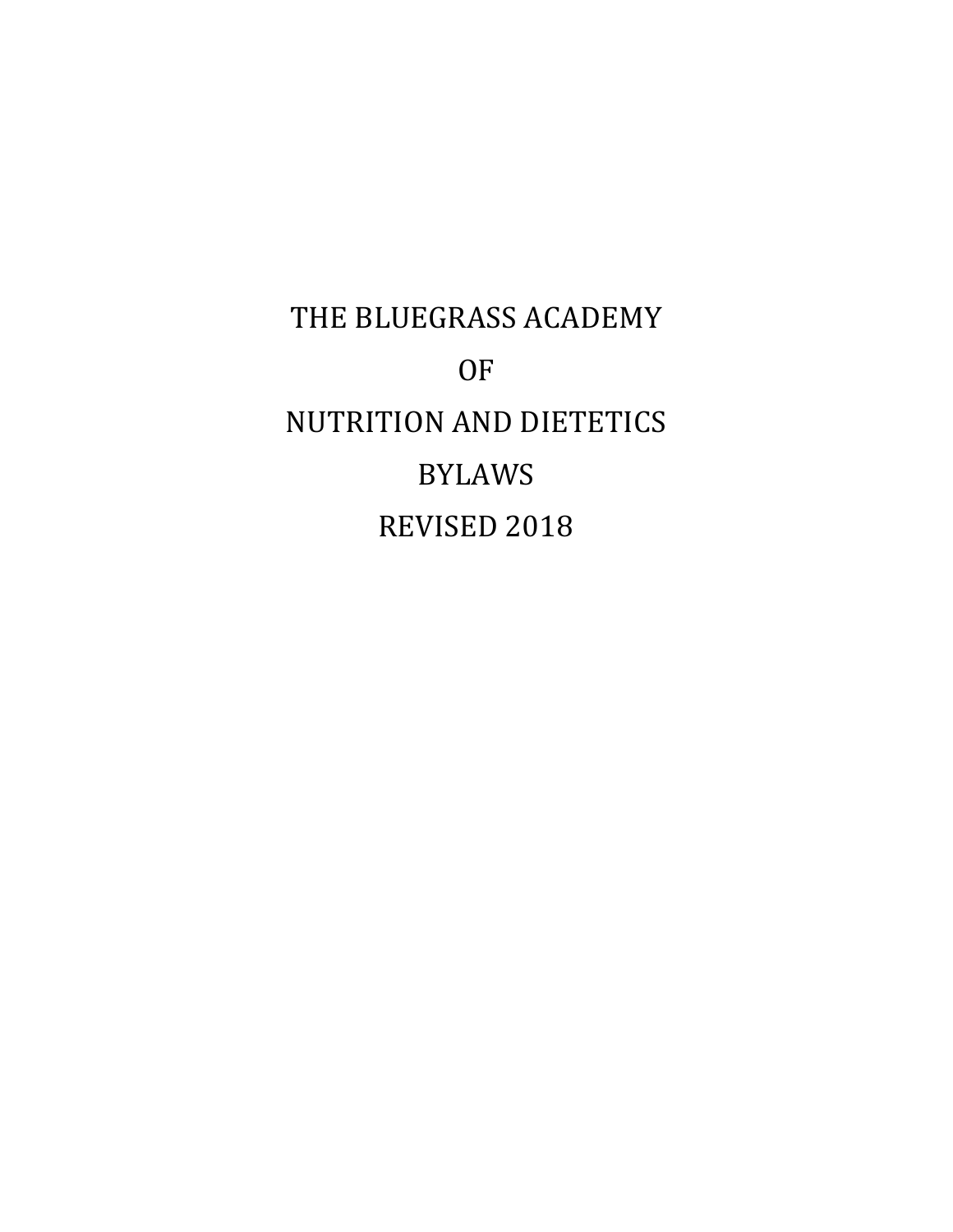# THE BLUEGRASS ACADEMY

# OF

# NUTRITION AND DIETETICS

# BYLAWS

# REVISED 2018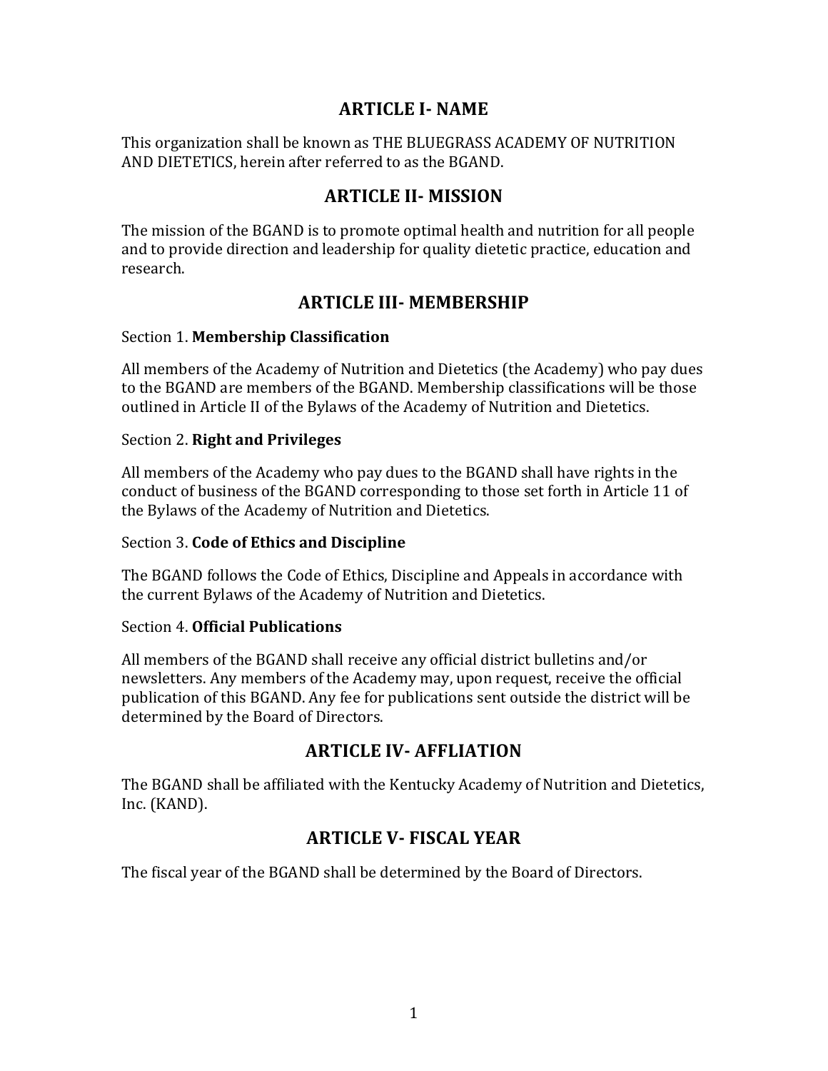## ARTICLE I- NAME

This organization shall be known as THE BLUEGRASS ACADEMY OF NUTRITION AND DIETETICS, herein after referred to as the BGAND.

## ARTICLE II- MISSION

The mission of the BGAND is to promote optimal health and nutrition for all people and to provide direction and leadership for quality dietetic practice, education and research.

## ARTICLE III- MEMBERSHIP

Section 1. **Membership Classification**

All members of the Academy of Nutrition and Dietetics (the Academy) who pay dues to the BGAND are members of the BGAND. Membership classifications will be those outlined in Article II of the Bylaws of the Academy of Nutrition and Dietetics.

Section 2. **Right and Privileges**

All members of the Academy who pay dues to the BGAND shall have rights in the conduct of business of the BGAND corresponding to those set forth in Article 11 of the Bylaws of the Academy of Nutrition and Dietetics.

Section 3. **Code of Ethics and Discipline**

The BGAND follows the Code of Ethics, Discipline and Appeals in accordance with the current Bylaws of the Academy of Nutrition and Dietetics.

Section 4. **Official Publications**

All members of the BGAND shall receive any official district bulletins and/or newsletters. Any members of the Academy may, upon request, receive the official publication of this BGAND. Any fee for publications sent outside the district will be determined by the Board of Directors.

## ARTICLE IV- AFFLIATION

The BGAND shall be affiliated with the Kentucky Academy of Nutrition and Dietetics, Inc. (KAND).

## ARTICLE V- FISCAL YEAR

The fiscal year of the BGAND shall be determined by the Board of Directors.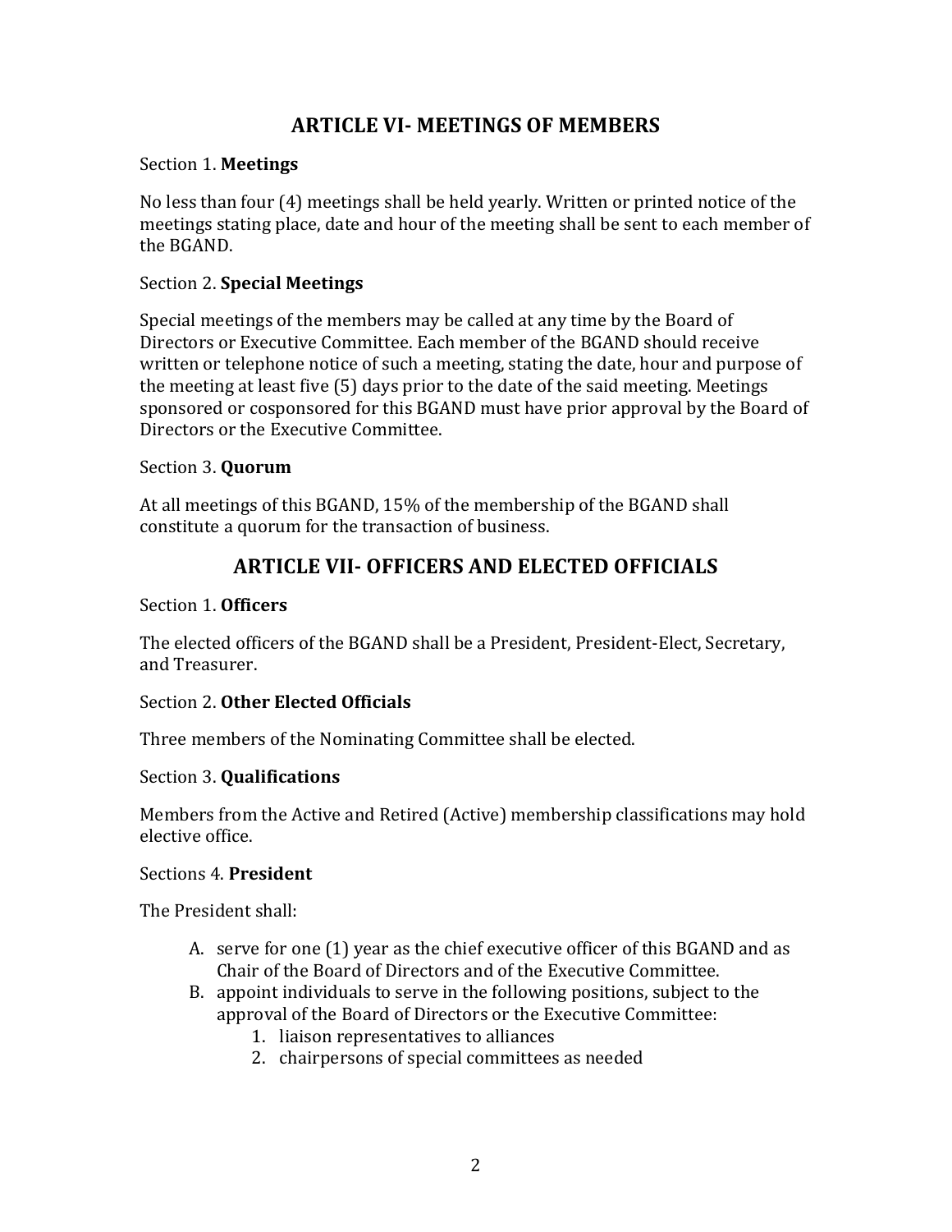## ARTICLE VI- MEETINGS OF MEMBERS

Section 1. **Meetings**

No less than four (4) meetings shall be held yearly. Written or printed notice of the meetings stating place, date and hour of the meeting shall be sent to each member of the BGAND.

Section 2. **Special Meetings**

Special meetings of the members may be called at any time by the Board of Directors or Executive Committee. Each member of the BGAND should receive written or telephone notice of such a meeting, stating the date, hour and purpose of the meeting at least five (5) days prior to the date of the said meeting. Meetings sponsored or cosponsored for this BGAND must have prior approval by the Board of Directors or the Executive Committee.

Section 3. **Quorum**

At all meetings of this BGAND, 15% of the membership of the BGAND shall constitute a quorum for the transaction of business.

## ARTICLE VII- OFFICERS AND ELECTED OFFICIALS

Section 1. **Officers**

The elected officers of the BGAND shall be a President, President-Elect, Secretary, and Treasurer.

Section 2. **Other Elected Officials**

Three members of the Nominating Committee shall be elected.

Section 3. **Qualifications**

Members from the Active and Retired (Active) membership classifications may hold elective office.

Sections 4. **President**

The President shall:

A. serve for one (1) year as the chief executive officer of this BGAND and as Chair of the Board of Directors and of the Executive Committee.
B. appoint individuals to serve in the following positions, subject to the approval of the Board of Directors or the Executive Committee:
    1. liaison representatives to alliances
    2. chairpersons of special committees as needed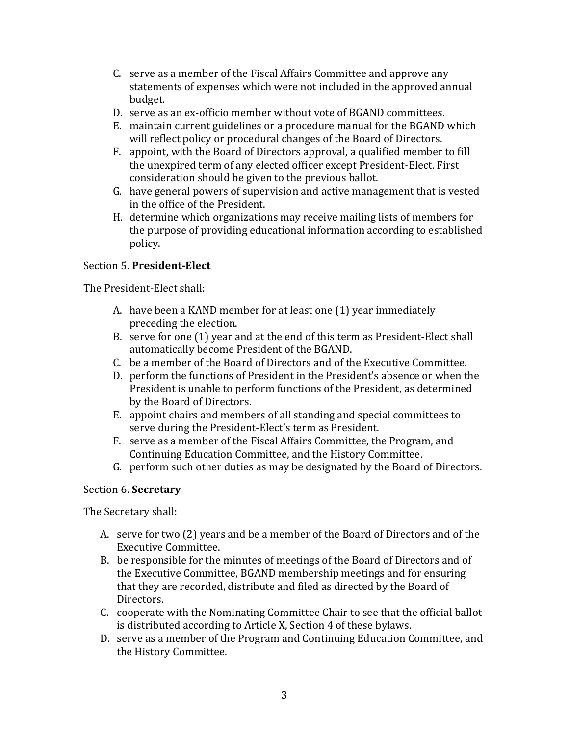C. serve as a member of the Fiscal Affairs Committee and approve any statements of expenses which were not included in the approved annual budget.
D. serve as an ex-officio member without vote of BGAND committees.
E. maintain current guidelines or a procedure manual for the BGAND which will reflect policy or procedural changes of the Board of Directors.
F. appoint, with the Board of Directors approval, a qualified member to fill the unexpired term of any elected officer except President-Elect. First consideration should be given to the previous ballot.
G. have general powers of supervision and active management that is vested in the office of the President.
H. determine which organizations may receive mailing lists of members for the purpose of providing educational information according to established policy.

Section 5. **President-Elect**

The President-Elect shall:

A. have been a KAND member for at least one (1) year immediately preceding the election.
B. serve for one (1) year and at the end of this term as President-Elect shall automatically become President of the BGAND.
C. be a member of the Board of Directors and of the Executive Committee.
D. perform the functions of President in the President's absence or when the President is unable to perform functions of the President, as determined by the Board of Directors.
E. appoint chairs and members of all standing and special committees to serve during the President-Elect's term as President.
F. serve as a member of the Fiscal Affairs Committee, the Program, and Continuing Education Committee, and the History Committee.
G. perform such other duties as may be designated by the Board of Directors.

Section 6. **Secretary**

The Secretary shall:

A. serve for two (2) years and be a member of the Board of Directors and of the Executive Committee.
B. be responsible for the minutes of meetings of the Board of Directors and of the Executive Committee, BGAND membership meetings and for ensuring that they are recorded, distribute and filed as directed by the Board of Directors.
C. cooperate with the Nominating Committee Chair to see that the official ballot is distributed according to Article X, Section 4 of these bylaws.
D. serve as a member of the Program and Continuing Education Committee, and the History Committee.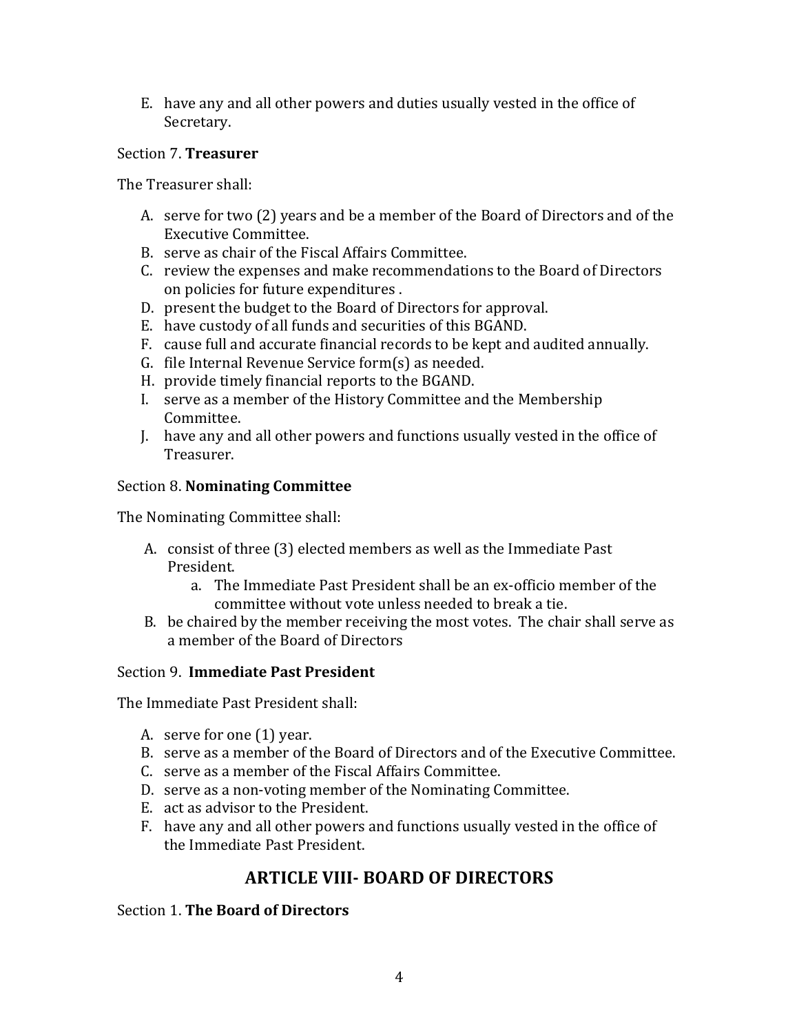E. have any and all other powers and duties usually vested in the office of Secretary.

Section 7. **Treasurer**

The Treasurer shall:

A. serve for two (2) years and be a member of the Board of Directors and of the Executive Committee.
B. serve as chair of the Fiscal Affairs Committee.
C. review the expenses and make recommendations to the Board of Directors on policies for future expenditures .
D. present the budget to the Board of Directors for approval.
E. have custody of all funds and securities of this BGAND.
F. cause full and accurate financial records to be kept and audited annually.
G. file Internal Revenue Service form(s) as needed.
H. provide timely financial reports to the BGAND.
I. serve as a member of the History Committee and the Membership Committee.
J. have any and all other powers and functions usually vested in the office of Treasurer.

Section 8. **Nominating Committee**

The Nominating Committee shall:

A. consist of three (3) elected members as well as the Immediate Past President.
    a. The Immediate Past President shall be an ex-officio member of the committee without vote unless needed to break a tie.
B. be chaired by the member receiving the most votes. The chair shall serve as a member of the Board of Directors

Section 9. **Immediate Past President**

The Immediate Past President shall:

A. serve for one (1) year.
B. serve as a member of the Board of Directors and of the Executive Committee.
C. serve as a member of the Fiscal Affairs Committee.
D. serve as a non-voting member of the Nominating Committee.
E. act as advisor to the President.
F. have any and all other powers and functions usually vested in the office of the Immediate Past President.

## ARTICLE VIII- BOARD OF DIRECTORS

Section 1. **The Board of Directors**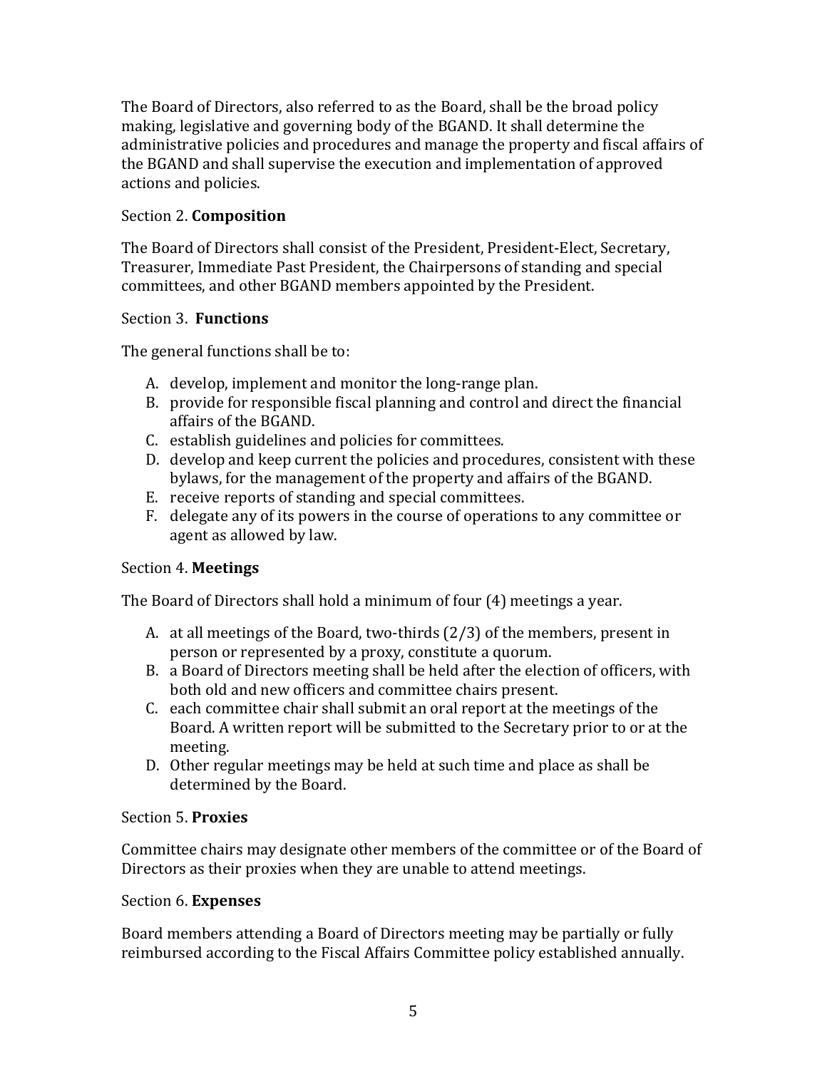The Board of Directors, also referred to as the Board, shall be the broad policy making, legislative and governing body of the BGAND. It shall determine the administrative policies and procedures and manage the property and fiscal affairs of the BGAND and shall supervise the execution and implementation of approved actions and policies.

Section 2. **Composition**

The Board of Directors shall consist of the President, President-Elect, Secretary, Treasurer, Immediate Past President, the Chairpersons of standing and special committees, and other BGAND members appointed by the President.

Section 3. **Functions**

The general functions shall be to:

A. develop, implement and monitor the long-range plan.
B. provide for responsible fiscal planning and control and direct the financial affairs of the BGAND.
C. establish guidelines and policies for committees.
D. develop and keep current the policies and procedures, consistent with these bylaws, for the management of the property and affairs of the BGAND.
E. receive reports of standing and special committees.
F. delegate any of its powers in the course of operations to any committee or agent as allowed by law.

Section 4. **Meetings**

The Board of Directors shall hold a minimum of four (4) meetings a year.

A. at all meetings of the Board, two-thirds (2/3) of the members, present in person or represented by a proxy, constitute a quorum.
B. a Board of Directors meeting shall be held after the election of officers, with both old and new officers and committee chairs present.
C. each committee chair shall submit an oral report at the meetings of the Board. A written report will be submitted to the Secretary prior to or at the meeting.
D. Other regular meetings may be held at such time and place as shall be determined by the Board.

Section 5. **Proxies**

Committee chairs may designate other members of the committee or of the Board of Directors as their proxies when they are unable to attend meetings.

Section 6. **Expenses**

Board members attending a Board of Directors meeting may be partially or fully reimbursed according to the Fiscal Affairs Committee policy established annually.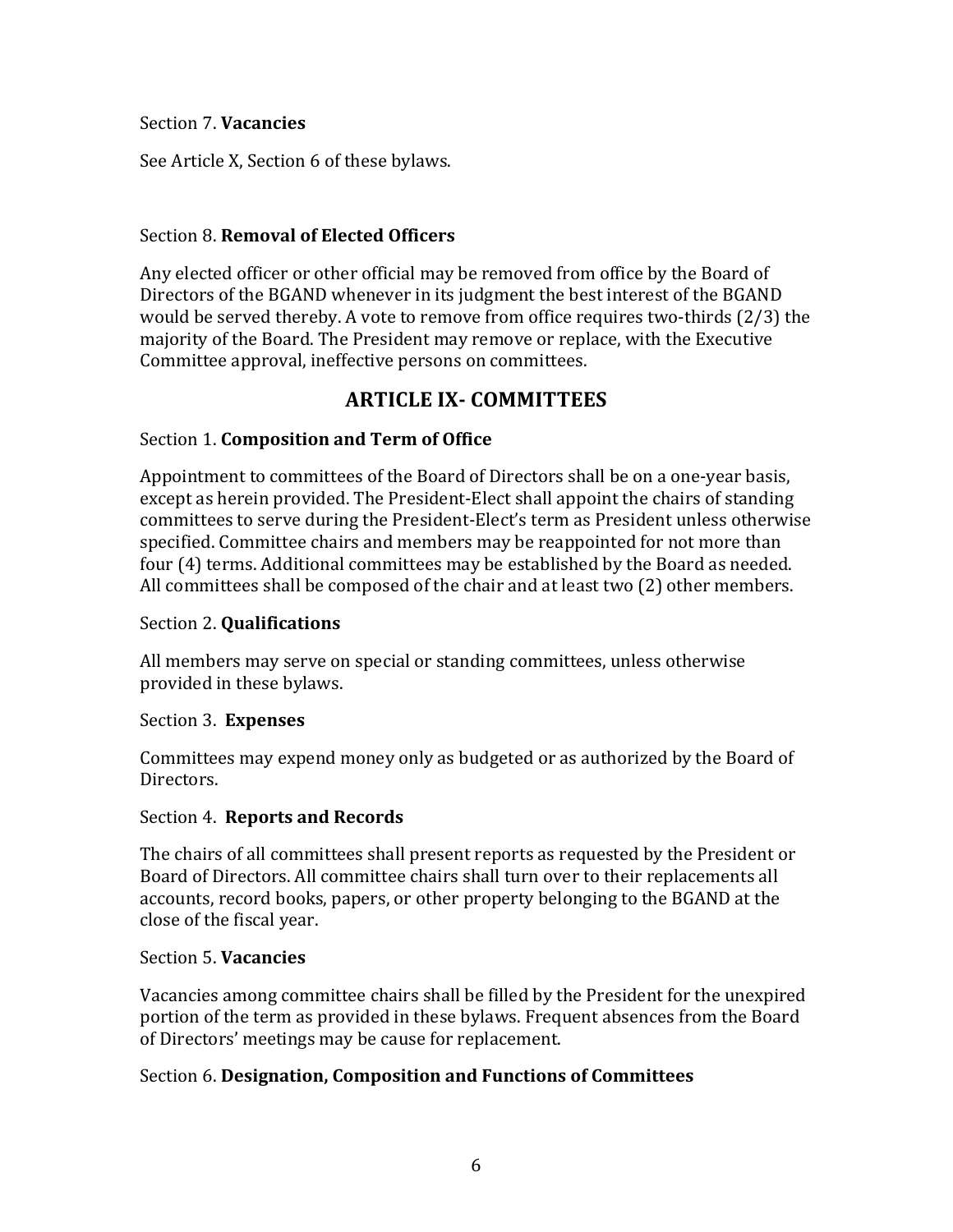Section 7. **Vacancies**

See Article X, Section 6 of these bylaws.

Section 8. **Removal of Elected Officers**

Any elected officer or other official may be removed from office by the Board of Directors of the BGAND whenever in its judgment the best interest of the BGAND would be served thereby. A vote to remove from office requires two-thirds (2/3) the majority of the Board. The President may remove or replace, with the Executive Committee approval, ineffective persons on committees.

## ARTICLE IX- COMMITTEES

Section 1. **Composition and Term of Office**

Appointment to committees of the Board of Directors shall be on a one-year basis, except as herein provided. The President-Elect shall appoint the chairs of standing committees to serve during the President-Elect's term as President unless otherwise specified. Committee chairs and members may be reappointed for not more than four (4) terms. Additional committees may be established by the Board as needed. All committees shall be composed of the chair and at least two (2) other members.

Section 2. **Qualifications**

All members may serve on special or standing committees, unless otherwise provided in these bylaws.

Section 3. **Expenses**

Committees may expend money only as budgeted or as authorized by the Board of Directors.

Section 4. **Reports and Records**

The chairs of all committees shall present reports as requested by the President or Board of Directors. All committee chairs shall turn over to their replacements all accounts, record books, papers, or other property belonging to the BGAND at the close of the fiscal year.

Section 5. **Vacancies**

Vacancies among committee chairs shall be filled by the President for the unexpired portion of the term as provided in these bylaws. Frequent absences from the Board of Directors' meetings may be cause for replacement.

Section 6. **Designation, Composition and Functions of Committees**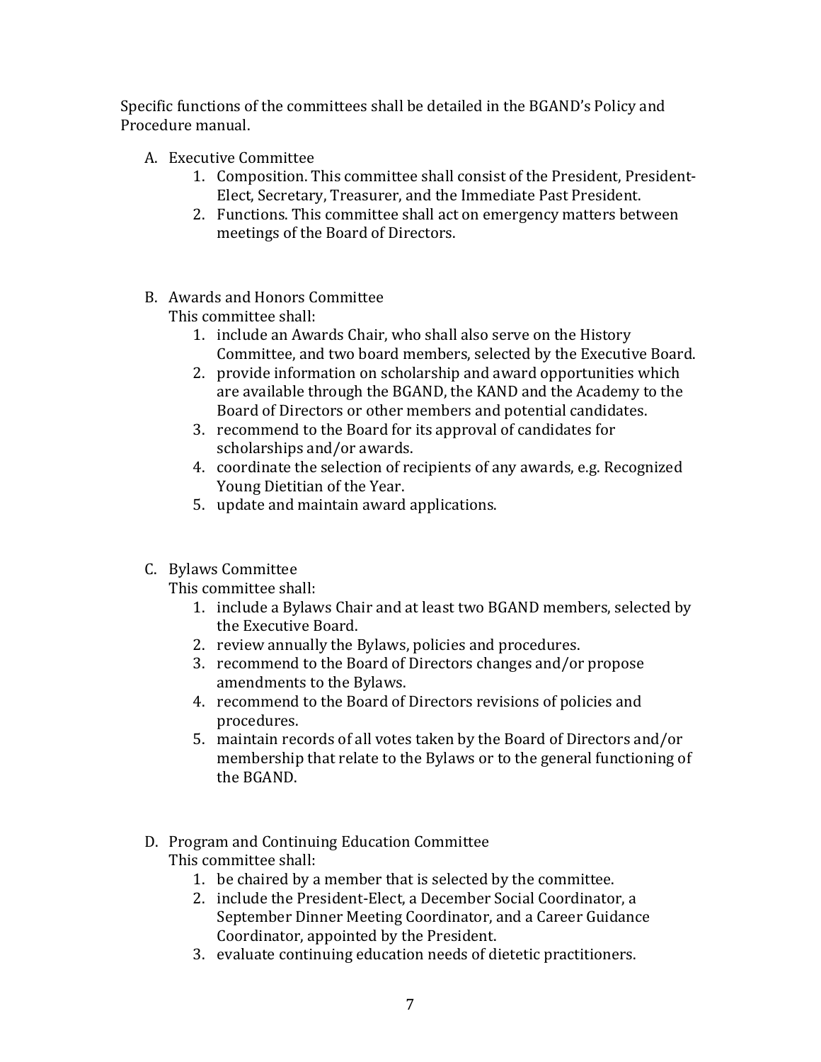Specific functions of the committees shall be detailed in the BGAND's Policy and Procedure manual.

A. Executive Committee
    1. Composition. This committee shall consist of the President, President-Elect, Secretary, Treasurer, and the Immediate Past President.
    2. Functions. This committee shall act on emergency matters between meetings of the Board of Directors.

B. Awards and Honors Committee
   This committee shall:
    1. include an Awards Chair, who shall also serve on the History Committee, and two board members, selected by the Executive Board.
    2. provide information on scholarship and award opportunities which are available through the BGAND, the KAND and the Academy to the Board of Directors or other members and potential candidates.
    3. recommend to the Board for its approval of candidates for scholarships and/or awards.
    4. coordinate the selection of recipients of any awards, e.g. Recognized Young Dietitian of the Year.
    5. update and maintain award applications.

C. Bylaws Committee
   This committee shall:
    1. include a Bylaws Chair and at least two BGAND members, selected by the Executive Board.
    2. review annually the Bylaws, policies and procedures.
    3. recommend to the Board of Directors changes and/or propose amendments to the Bylaws.
    4. recommend to the Board of Directors revisions of policies and procedures.
    5. maintain records of all votes taken by the Board of Directors and/or membership that relate to the Bylaws or to the general functioning of the BGAND.

D. Program and Continuing Education Committee
   This committee shall:
    1. be chaired by a member that is selected by the committee.
    2. include the President-Elect, a December Social Coordinator, a September Dinner Meeting Coordinator, and a Career Guidance Coordinator, appointed by the President.
    3. evaluate continuing education needs of dietetic practitioners.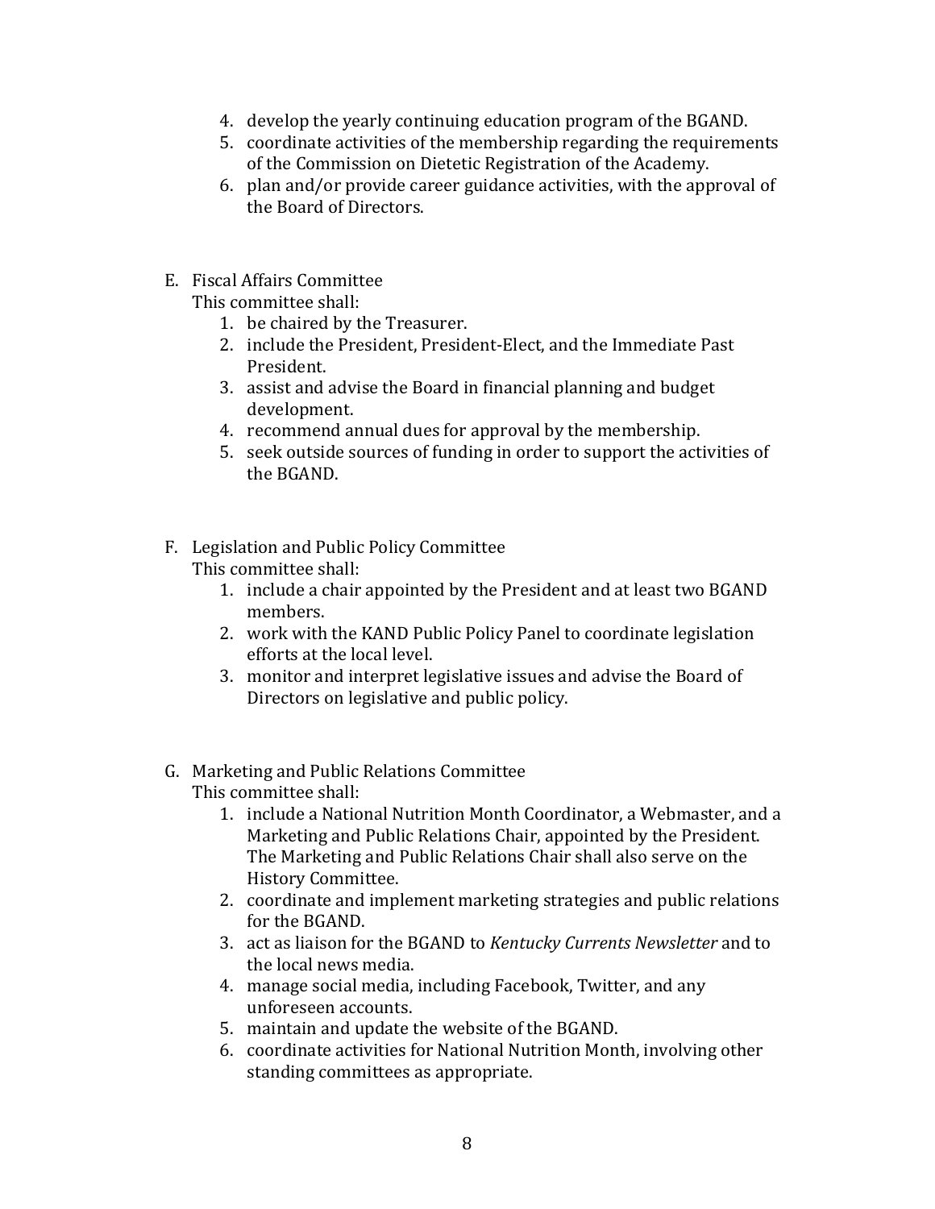4. develop the yearly continuing education program of the BGAND.
5. coordinate activities of the membership regarding the requirements of the Commission on Dietetic Registration of the Academy.
6. plan and/or provide career guidance activities, with the approval of the Board of Directors.

E. Fiscal Affairs Committee

   This committee shall:

   1. be chaired by the Treasurer.
   2. include the President, President-Elect, and the Immediate Past President.
   3. assist and advise the Board in financial planning and budget development.
   4. recommend annual dues for approval by the membership.
   5. seek outside sources of funding in order to support the activities of the BGAND.

F. Legislation and Public Policy Committee

   This committee shall:

   1. include a chair appointed by the President and at least two BGAND members.
   2. work with the KAND Public Policy Panel to coordinate legislation efforts at the local level.
   3. monitor and interpret legislative issues and advise the Board of Directors on legislative and public policy.

G. Marketing and Public Relations Committee

   This committee shall:

   1. include a National Nutrition Month Coordinator, a Webmaster, and a Marketing and Public Relations Chair, appointed by the President. The Marketing and Public Relations Chair shall also serve on the History Committee.
   2. coordinate and implement marketing strategies and public relations for the BGAND.
   3. act as liaison for the BGAND to *Kentucky Currents Newsletter* and to the local news media.
   4. manage social media, including Facebook, Twitter, and any unforeseen accounts.
   5. maintain and update the website of the BGAND.
   6. coordinate activities for National Nutrition Month, involving other standing committees as appropriate.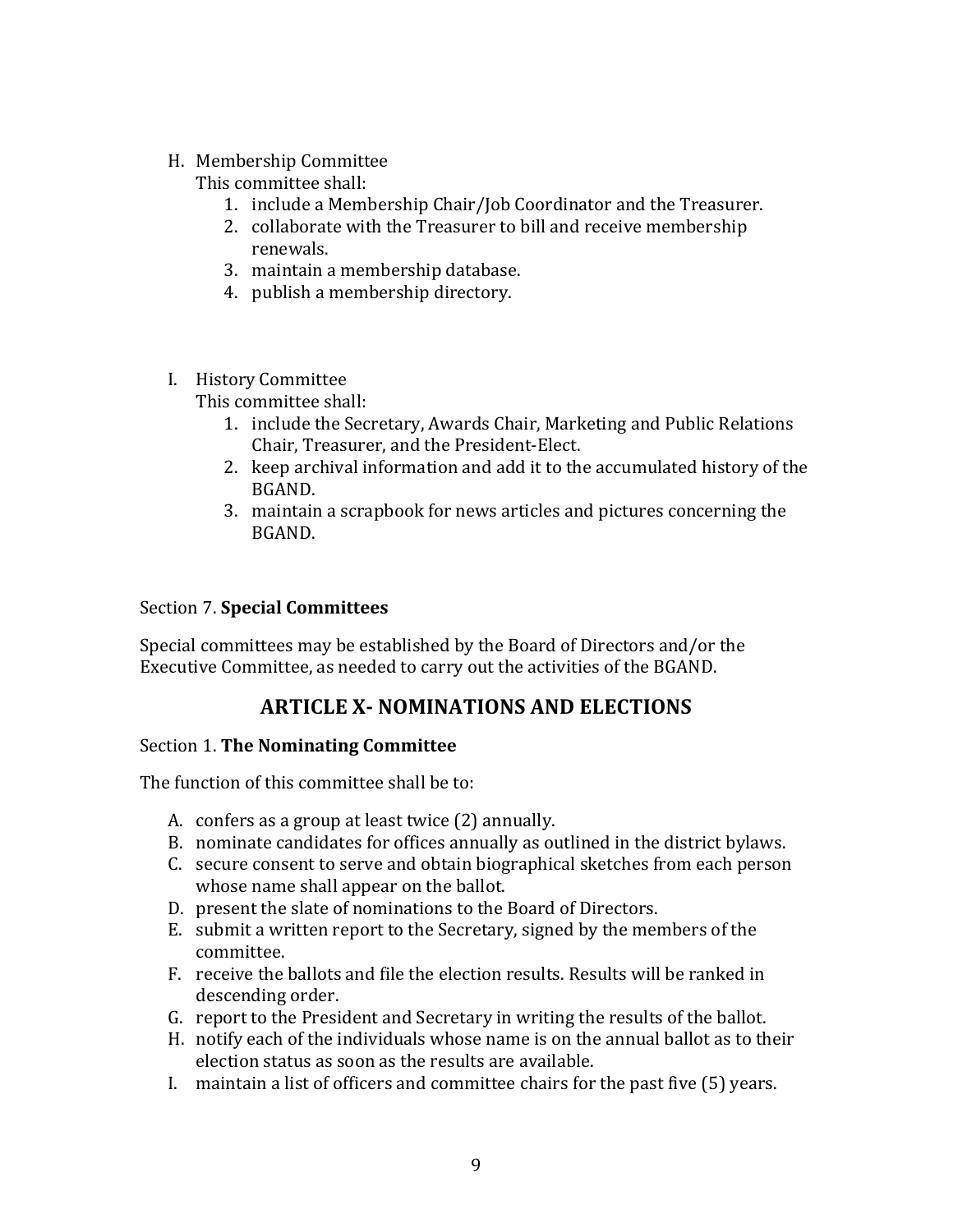H. Membership Committee

   This committee shall:

   1. include a Membership Chair/Job Coordinator and the Treasurer.
   2. collaborate with the Treasurer to bill and receive membership renewals.
   3. maintain a membership database.
   4. publish a membership directory.

I. History Committee

   This committee shall:

   1. include the Secretary, Awards Chair, Marketing and Public Relations Chair, Treasurer, and the President-Elect.
   2. keep archival information and add it to the accumulated history of the BGAND.
   3. maintain a scrapbook for news articles and pictures concerning the BGAND.

Section 7. **Special Committees**

Special committees may be established by the Board of Directors and/or the Executive Committee, as needed to carry out the activities of the BGAND.

## ARTICLE X- NOMINATIONS AND ELECTIONS

Section 1. **The Nominating Committee**

The function of this committee shall be to:

A. confers as a group at least twice (2) annually.
B. nominate candidates for offices annually as outlined in the district bylaws.
C. secure consent to serve and obtain biographical sketches from each person whose name shall appear on the ballot.
D. present the slate of nominations to the Board of Directors.
E. submit a written report to the Secretary, signed by the members of the committee.
F. receive the ballots and file the election results. Results will be ranked in descending order.
G. report to the President and Secretary in writing the results of the ballot.
H. notify each of the individuals whose name is on the annual ballot as to their election status as soon as the results are available.
I. maintain a list of officers and committee chairs for the past five (5) years.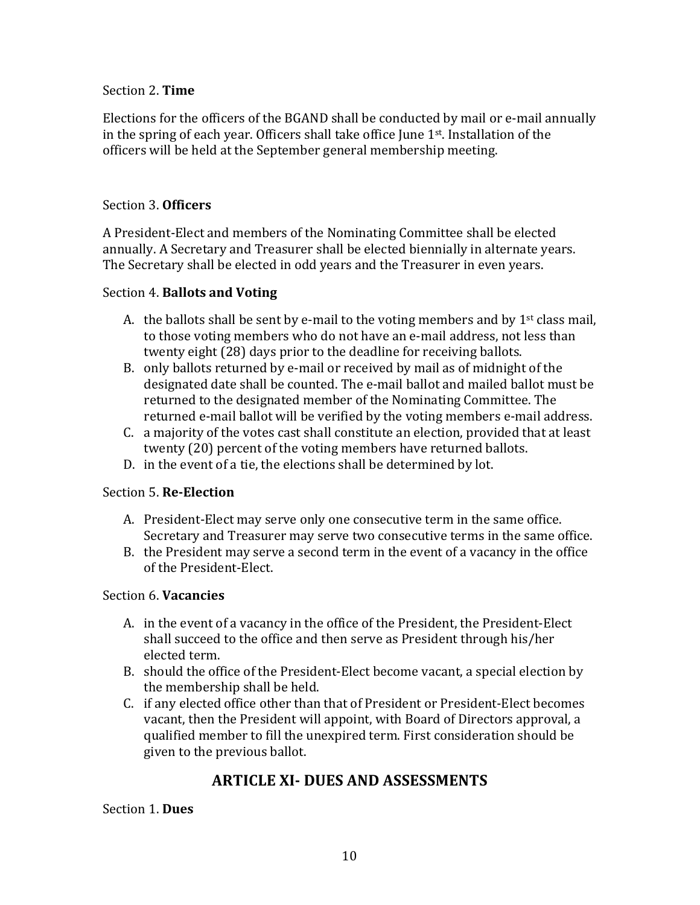Section 2. **Time**

Elections for the officers of the BGAND shall be conducted by mail or e-mail annually in the spring of each year. Officers shall take office June 1st. Installation of the officers will be held at the September general membership meeting.

Section 3. **Officers**

A President-Elect and members of the Nominating Committee shall be elected annually. A Secretary and Treasurer shall be elected biennially in alternate years. The Secretary shall be elected in odd years and the Treasurer in even years.

Section 4. **Ballots and Voting**

A. the ballots shall be sent by e-mail to the voting members and by 1st class mail, to those voting members who do not have an e-mail address, not less than twenty eight (28) days prior to the deadline for receiving ballots.
B. only ballots returned by e-mail or received by mail as of midnight of the designated date shall be counted. The e-mail ballot and mailed ballot must be returned to the designated member of the Nominating Committee. The returned e-mail ballot will be verified by the voting members e-mail address.
C. a majority of the votes cast shall constitute an election, provided that at least twenty (20) percent of the voting members have returned ballots.
D. in the event of a tie, the elections shall be determined by lot.

Section 5. **Re-Election**

A. President-Elect may serve only one consecutive term in the same office. Secretary and Treasurer may serve two consecutive terms in the same office.
B. the President may serve a second term in the event of a vacancy in the office of the President-Elect.

Section 6. **Vacancies**

A. in the event of a vacancy in the office of the President, the President-Elect shall succeed to the office and then serve as President through his/her elected term.
B. should the office of the President-Elect become vacant, a special election by the membership shall be held.
C. if any elected office other than that of President or President-Elect becomes vacant, then the President will appoint, with Board of Directors approval, a qualified member to fill the unexpired term. First consideration should be given to the previous ballot.

## ARTICLE XI- DUES AND ASSESSMENTS

Section 1. **Dues**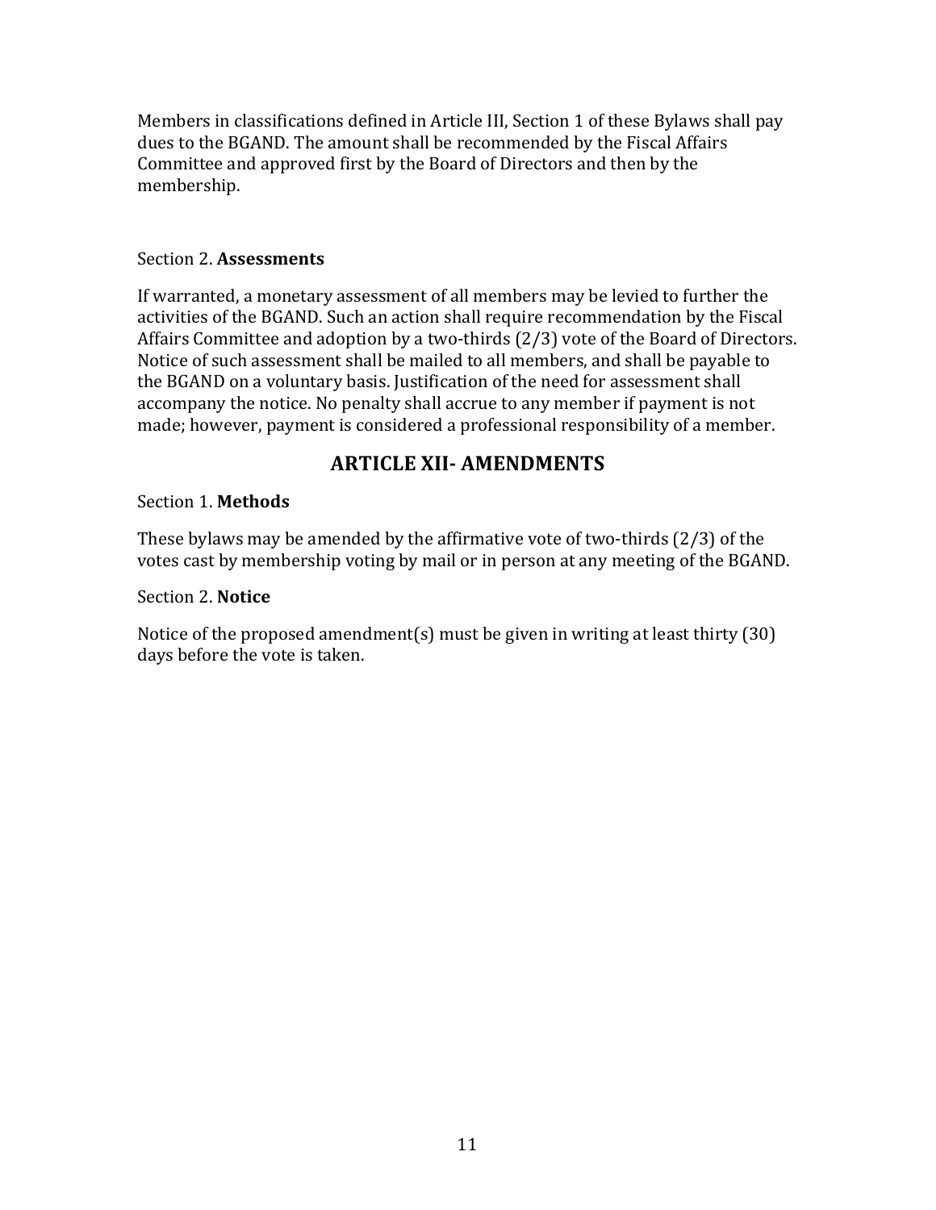Members in classifications defined in Article III, Section 1 of these Bylaws shall pay dues to the BGAND. The amount shall be recommended by the Fiscal Affairs Committee and approved first by the Board of Directors and then by the membership.

Section 2. **Assessments**

If warranted, a monetary assessment of all members may be levied to further the activities of the BGAND. Such an action shall require recommendation by the Fiscal Affairs Committee and adoption by a two-thirds (2/3) vote of the Board of Directors. Notice of such assessment shall be mailed to all members, and shall be payable to the BGAND on a voluntary basis. Justification of the need for assessment shall accompany the notice. No penalty shall accrue to any member if payment is not made; however, payment is considered a professional responsibility of a member.

## ARTICLE XII- AMENDMENTS

Section 1. **Methods**

These bylaws may be amended by the affirmative vote of two-thirds (2/3) of the votes cast by membership voting by mail or in person at any meeting of the BGAND.

Section 2. **Notice**

Notice of the proposed amendment(s) must be given in writing at least thirty (30) days before the vote is taken.